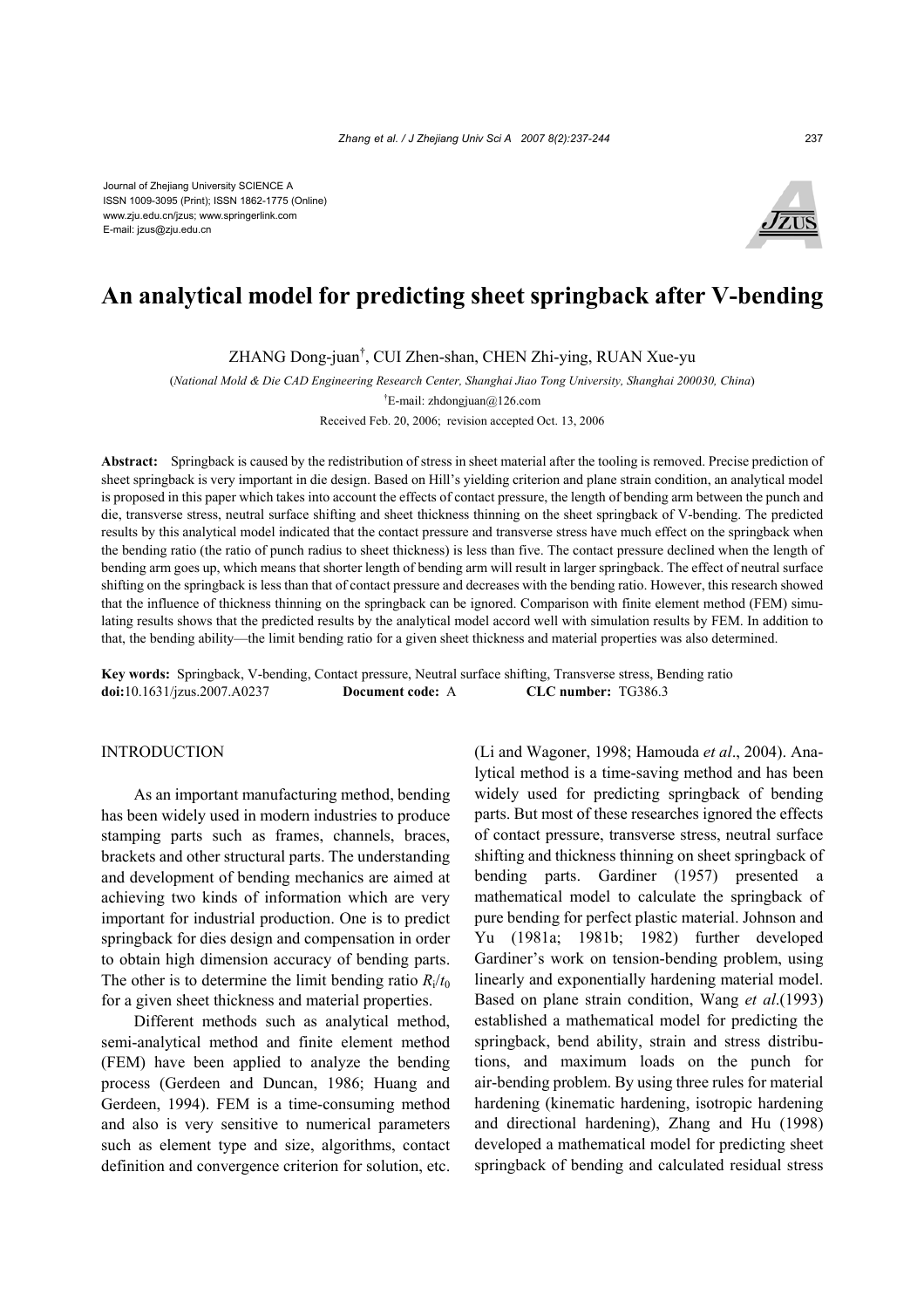Journal of Zhejiang University SCIENCE A
ISSN 1009-3095 (Print); ISSN 1862-1775 (Online)
www.zju.edu.cn/jzus; www.springerlink.com
E-mail: jzus@zju.edu.cn

# An analytical model for predicting sheet springback after V-bending

ZHANG Dong-juan[†], CUI Zhen-shan, CHEN Zhi-ying, RUAN Xue-yu

(*National Mold & Die CAD Engineering Research Center, Shanghai Jiao Tong University, Shanghai 200030, China*)

[†]E-mail: zhdongjuan@126.com

Received Feb. 20, 2006; revision accepted Oct. 13, 2006

**Abstract:** Springback is caused by the redistribution of stress in sheet material after the tooling is removed. Precise prediction of sheet springback is very important in die design. Based on Hill's yielding criterion and plane strain condition, an analytical model is proposed in this paper which takes into account the effects of contact pressure, the length of bending arm between the punch and die, transverse stress, neutral surface shifting and sheet thickness thinning on the sheet springback of V-bending. The predicted results by this analytical model indicated that the contact pressure and transverse stress have much effect on the springback when the bending ratio (the ratio of punch radius to sheet thickness) is less than five. The contact pressure declined when the length of bending arm goes up, which means that shorter length of bending arm will result in larger springback. The effect of neutral surface shifting on the springback is less than that of contact pressure and decreases with the bending ratio. However, this research showed that the influence of thickness thinning on the springback can be ignored. Comparison with finite element method (FEM) simulating results shows that the predicted results by the analytical model accord well with simulation results by FEM. In addition to that, the bending ability—the limit bending ratio for a given sheet thickness and material properties was also determined.

**Key words:** Springback, V-bending, Contact pressure, Neutral surface shifting, Transverse stress, Bending ratio
**doi:**10.1631/jzus.2007.A0237 **Document code:** A **CLC number:** TG386.3

## INTRODUCTION

As an important manufacturing method, bending has been widely used in modern industries to produce stamping parts such as frames, channels, braces, brackets and other structural parts. The understanding and development of bending mechanics are aimed at achieving two kinds of information which are very important for industrial production. One is to predict springback for dies design and compensation in order to obtain high dimension accuracy of bending parts. The other is to determine the limit bending ratio $R_i/t_0$ for a given sheet thickness and material properties.

Different methods such as analytical method, semi-analytical method and finite element method (FEM) have been applied to analyze the bending process (Gerdeen and Duncan, 1986; Huang and Gerdeen, 1994). FEM is a time-consuming method and also is very sensitive to numerical parameters such as element type and size, algorithms, contact definition and convergence criterion for solution, etc. (Li and Wagoner, 1998; Hamouda *et al*., 2004). Analytical method is a time-saving method and has been widely used for predicting springback of bending parts. But most of these researches ignored the effects of contact pressure, transverse stress, neutral surface shifting and thickness thinning on sheet springback of bending parts. Gardiner (1957) presented a mathematical model to calculate the springback of pure bending for perfect plastic material. Johnson and Yu (1981a; 1981b; 1982) further developed Gardiner's work on tension-bending problem, using linearly and exponentially hardening material model. Based on plane strain condition, Wang *et al*.(1993) established a mathematical model for predicting the springback, bend ability, strain and stress distributions, and maximum loads on the punch for air-bending problem. By using three rules for material hardening (kinematic hardening, isotropic hardening and directional hardening), Zhang and Hu (1998) developed a mathematical model for predicting sheet springback of bending and calculated residual stress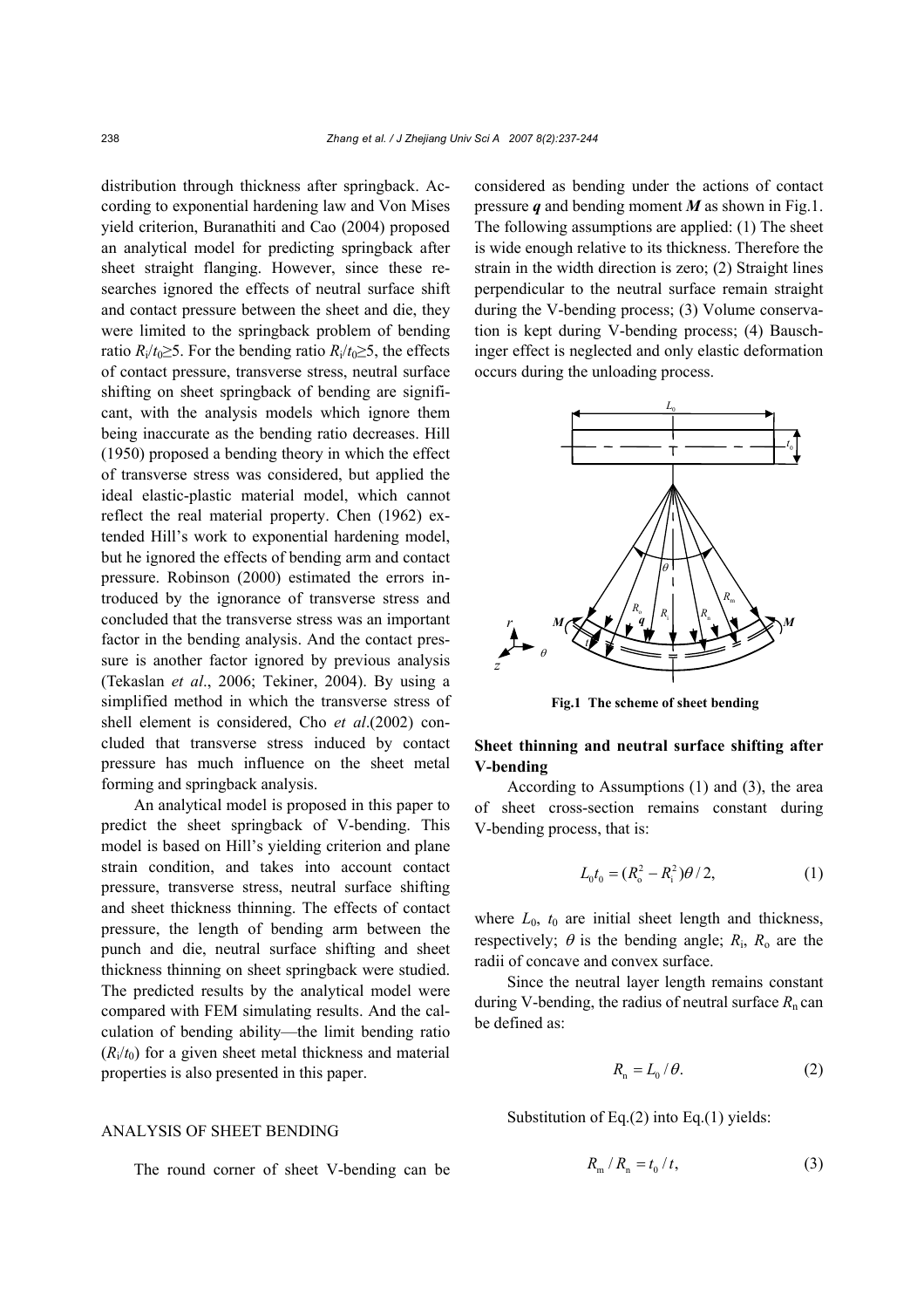distribution through thickness after springback. According to exponential hardening law and Von Mises yield criterion, Buranathiti and Cao (2004) proposed an analytical model for predicting springback after sheet straight flanging. However, since these researches ignored the effects of neutral surface shift and contact pressure between the sheet and die, they were limited to the springback problem of bending ratio $R_i/t_0 \geq 5$. For the bending ratio $R_i/t_0 \geq 5$, the effects of contact pressure, transverse stress, neutral surface shifting on sheet springback of bending are significant, with the analysis models which ignore them being inaccurate as the bending ratio decreases. Hill (1950) proposed a bending theory in which the effect of transverse stress was considered, but applied the ideal elastic-plastic material model, which cannot reflect the real material property. Chen (1962) extended Hill's work to exponential hardening model, but he ignored the effects of bending arm and contact pressure. Robinson (2000) estimated the errors introduced by the ignorance of transverse stress and concluded that the transverse stress was an important factor in the bending analysis. And the contact pressure is another factor ignored by previous analysis (Tekaslan *et al*., 2006; Tekiner, 2004). By using a simplified method in which the transverse stress of shell element is considered, Cho *et al*.(2002) concluded that transverse stress induced by contact pressure has much influence on the sheet metal forming and springback analysis.

An analytical model is proposed in this paper to predict the sheet springback of V-bending. This model is based on Hill's yielding criterion and plane strain condition, and takes into account contact pressure, transverse stress, neutral surface shifting and sheet thickness thinning. The effects of contact pressure, the length of bending arm between the punch and die, neutral surface shifting and sheet thickness thinning on sheet springback were studied. The predicted results by the analytical model were compared with FEM simulating results. And the calculation of bending ability—the limit bending ratio ($R_i/t_0$) for a given sheet metal thickness and material properties is also presented in this paper.

## ANALYSIS OF SHEET BENDING

The round corner of sheet V-bending can be considered as bending under the actions of contact pressure $\boldsymbol{q}$ and bending moment $\boldsymbol{M}$ as shown in Fig.1. The following assumptions are applied: (1) The sheet is wide enough relative to its thickness. Therefore the strain in the width direction is zero; (2) Straight lines perpendicular to the neutral surface remain straight during the V-bending process; (3) Volume conservation is kept during V-bending process; (4) Bauschinger effect is neglected and only elastic deformation occurs during the unloading process.

**Fig.1 The scheme of sheet bending**

### Sheet thinning and neutral surface shifting after V-bending

According to Assumptions (1) and (3), the area of sheet cross-section remains constant during V-bending process, that is:

$$L_0 t_0 = (R_o^2 - R_i^2)\theta / 2, \tag{1}$$

where $L_0$, $t_0$ are initial sheet length and thickness, respectively; $\theta$ is the bending angle; $R_i$, $R_o$ are the radii of concave and convex surface.

Since the neutral layer length remains constant during V-bending, the radius of neutral surface $R_n$ can be defined as:

$$R_n = L_0 / \theta. \tag{2}$$

Substitution of Eq.(2) into Eq.(1) yields:

$$R_m / R_n = t_0 / t, \tag{3}$$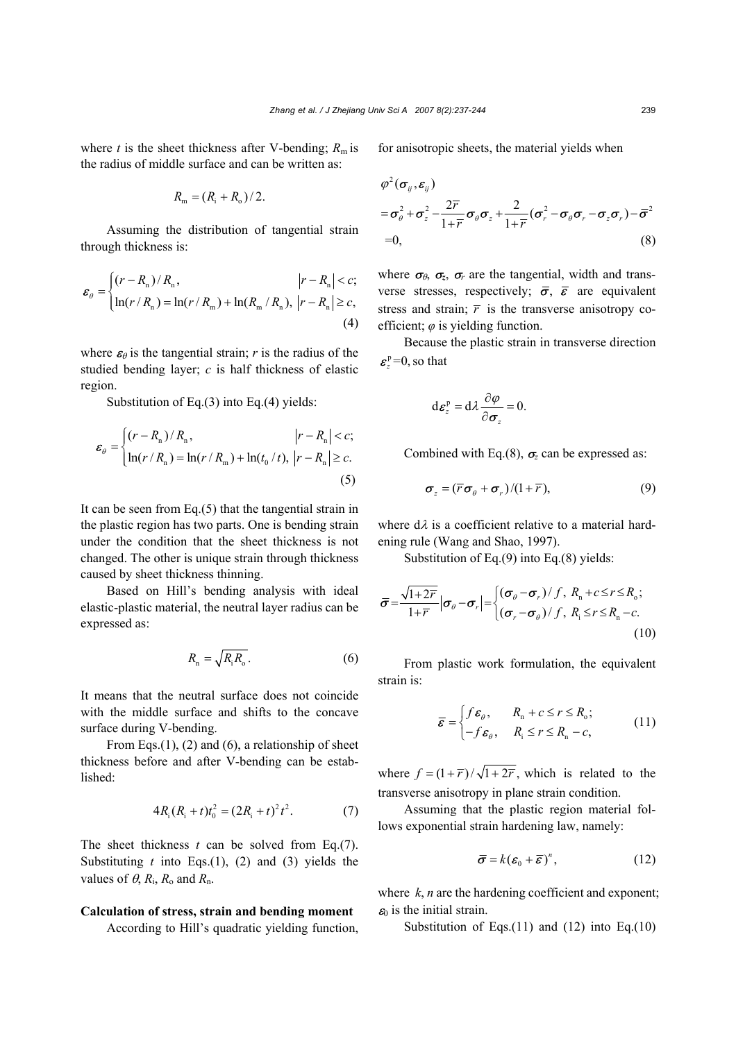where $t$ is the sheet thickness after V-bending; $R_m$ is the radius of middle surface and can be written as:

$$R_m = (R_i + R_o)/2.$$

Assuming the distribution of tangential strain through thickness is:

$$\varepsilon_\theta = \begin{cases} (r - R_n)/R_n, & |r - R_n| < c; \\ \ln(r/R_n) = \ln(r/R_m) + \ln(R_m/R_n), & |r - R_n| \geq c, \end{cases} \tag{4}$$

where $\varepsilon_\theta$ is the tangential strain; $r$ is the radius of the studied bending layer; $c$ is half thickness of elastic region.

Substitution of Eq.(3) into Eq.(4) yields:

$$\varepsilon_\theta = \begin{cases} (r - R_n)/R_n, & |r - R_n| < c; \\ \ln(r/R_n) = \ln(r/R_m) + \ln(t_0/t), & |r - R_n| \geq c. \end{cases} \tag{5}$$

It can be seen from Eq.(5) that the tangential strain in the plastic region has two parts. One is bending strain under the condition that the sheet thickness is not changed. The other is unique strain through thickness caused by sheet thickness thinning.

Based on Hill's bending analysis with ideal elastic-plastic material, the neutral layer radius can be expressed as:

$$R_n = \sqrt{R_i R_o}. \tag{6}$$

It means that the neutral surface does not coincide with the middle surface and shifts to the concave surface during V-bending.

From Eqs.(1), (2) and (6), a relationship of sheet thickness before and after V-bending can be established:

$$4R_i(R_i + t)t_0^2 = (2R_i + t)^2 t^2. \tag{7}$$

The sheet thickness $t$ can be solved from Eq.(7). Substituting $t$ into Eqs.(1), (2) and (3) yields the values of $\theta$, $R_i$, $R_o$ and $R_n$.

**Calculation of stress, strain and bending moment**

According to Hill's quadratic yielding function, for anisotropic sheets, the material yields when

$$\begin{aligned} &\varphi^2(\boldsymbol{\sigma}_{ij}, \boldsymbol{\varepsilon}_{ij}) \\ &= \boldsymbol{\sigma}_\theta^2 + \boldsymbol{\sigma}_z^2 - \frac{2\bar{r}}{1+\bar{r}}\boldsymbol{\sigma}_\theta\boldsymbol{\sigma}_z + \frac{2}{1+\bar{r}}(\boldsymbol{\sigma}_r^2 - \boldsymbol{\sigma}_\theta\boldsymbol{\sigma}_r - \boldsymbol{\sigma}_z\boldsymbol{\sigma}_r) - \bar{\boldsymbol{\sigma}}^2 \\ &= 0, \end{aligned} \tag{8}$$

where $\boldsymbol{\sigma}_\theta$, $\boldsymbol{\sigma}_z$, $\boldsymbol{\sigma}_r$ are the tangential, width and transverse stresses, respectively; $\bar{\boldsymbol{\sigma}}$, $\bar{\boldsymbol{\varepsilon}}$ are equivalent stress and strain; $\bar{r}$ is the transverse anisotropy coefficient; $\varphi$ is yielding function.

Because the plastic strain in transverse direction $\boldsymbol{\varepsilon}_z^p = 0$, so that

$$\mathrm{d}\boldsymbol{\varepsilon}_z^p = \mathrm{d}\lambda \frac{\partial\varphi}{\partial\boldsymbol{\sigma}_z} = 0.$$

Combined with Eq.(8), $\boldsymbol{\sigma}_z$ can be expressed as:

$$\boldsymbol{\sigma}_z = (\bar{r}\boldsymbol{\sigma}_\theta + \boldsymbol{\sigma}_r)/(1+\bar{r}), \tag{9}$$

where $\mathrm{d}\lambda$ is a coefficient relative to a material hardening rule (Wang and Shao, 1997).

Substitution of Eq.(9) into Eq.(8) yields:

$$\bar{\boldsymbol{\sigma}} = \frac{\sqrt{1+2\bar{r}}}{1+\bar{r}}|\boldsymbol{\sigma}_\theta - \boldsymbol{\sigma}_r| = \begin{cases} (\boldsymbol{\sigma}_\theta - \boldsymbol{\sigma}_r)/f, & R_n + c \leq r \leq R_o; \\ (\boldsymbol{\sigma}_r - \boldsymbol{\sigma}_\theta)/f, & R_i \leq r \leq R_n - c. \end{cases} \tag{10}$$

From plastic work formulation, the equivalent strain is:

$$\bar{\boldsymbol{\varepsilon}} = \begin{cases} f\boldsymbol{\varepsilon}_\theta, & R_n + c \leq r \leq R_o; \\ -f\boldsymbol{\varepsilon}_\theta, & R_i \leq r \leq R_n - c, \end{cases} \tag{11}$$

where $f = (1+\bar{r})/\sqrt{1+2\bar{r}}$, which is related to the transverse anisotropy in plane strain condition.

Assuming that the plastic region material follows exponential strain hardening law, namely:

$$\bar{\boldsymbol{\sigma}} = k(\boldsymbol{\varepsilon}_0 + \bar{\boldsymbol{\varepsilon}})^n, \tag{12}$$

where $k$, $n$ are the hardening coefficient and exponent; $\varepsilon_0$ is the initial strain.

Substitution of Eqs.(11) and (12) into Eq.(10)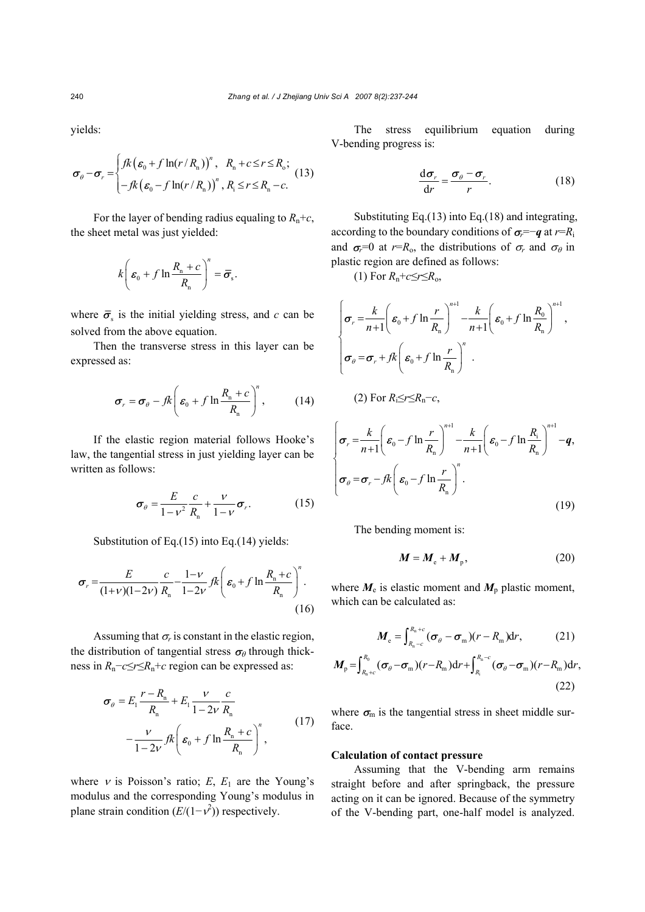yields:

$$\sigma_\theta - \sigma_r = \begin{cases} fk\left(\varepsilon_0 + f\ln(r/R_\mathrm{n})\right)^n, & R_\mathrm{n}+c \le r \le R_\mathrm{o}; \\ -fk\left(\varepsilon_0 - f\ln(r/R_\mathrm{n})\right)^n, & R_\mathrm{i} \le r \le R_\mathrm{n}-c. \end{cases} \tag{13}$$

For the layer of bending radius equaling to $R_\mathrm{n}+c$, the sheet metal was just yielded:

$$k\left(\varepsilon_0 + f\ln\frac{R_\mathrm{n}+c}{R_\mathrm{n}}\right)^n = \bar{\sigma}_\mathrm{s}.$$

where $\bar{\sigma}_\mathrm{s}$ is the initial yielding stress, and $c$ can be solved from the above equation.

Then the transverse stress in this layer can be expressed as:

$$\sigma_r = \sigma_\theta - fk\left(\varepsilon_0 + f\ln\frac{R_\mathrm{n}+c}{R_\mathrm{n}}\right)^n, \tag{14}$$

If the elastic region material follows Hooke's law, the tangential stress in just yielding layer can be written as follows:

$$\sigma_\theta = \frac{E}{1-\nu^2}\frac{c}{R_\mathrm{n}} + \frac{\nu}{1-\nu}\sigma_r. \tag{15}$$

Substitution of Eq.(15) into Eq.(14) yields:

$$\sigma_r = \frac{E}{(1+\nu)(1-2\nu)}\frac{c}{R_\mathrm{n}} - \frac{1-\nu}{1-2\nu}fk\left(\varepsilon_0 + f\ln\frac{R_\mathrm{n}+c}{R_\mathrm{n}}\right)^n. \tag{16}$$

Assuming that $\sigma_r$ is constant in the elastic region, the distribution of tangential stress $\sigma_\theta$ through thickness in $R_\mathrm{n}-c \le r \le R_\mathrm{n}+c$ region can be expressed as:

$$\sigma_\theta = E_1\frac{r-R_\mathrm{n}}{R_\mathrm{n}} + E_1\frac{\nu}{1-2\nu}\frac{c}{R_\mathrm{n}} - \frac{\nu}{1-2\nu}fk\left(\varepsilon_0 + f\ln\frac{R_\mathrm{n}+c}{R_\mathrm{n}}\right)^n, \tag{17}$$

where $\nu$ is Poisson's ratio; $E$, $E_1$ are the Young's modulus and the corresponding Young's modulus in plane strain condition ($E/(1-\nu^2)$) respectively.

The stress equilibrium equation during V-bending progress is:

$$\frac{\mathrm{d}\sigma_r}{\mathrm{d}r} = \frac{\sigma_\theta - \sigma_r}{r}. \tag{18}$$

Substituting Eq.(13) into Eq.(18) and integrating, according to the boundary conditions of $\sigma_r = -q$ at $r=R_\mathrm{i}$ and $\sigma_r=0$ at $r=R_\mathrm{o}$, the distributions of $\sigma_r$ and $\sigma_\theta$ in plastic region are defined as follows:

(1) For $R_\mathrm{n}+c \le r \le R_\mathrm{o}$,

$$\begin{cases} \sigma_r = \dfrac{k}{n+1}\left(\varepsilon_0 + f\ln\dfrac{r}{R_\mathrm{n}}\right)^{n+1} - \dfrac{k}{n+1}\left(\varepsilon_0 + f\ln\dfrac{R_0}{R_\mathrm{n}}\right)^{n+1}, \\ \sigma_\theta = \sigma_r + fk\left(\varepsilon_0 + f\ln\dfrac{r}{R_\mathrm{n}}\right)^n. \end{cases}$$

(2) For $R_\mathrm{i} \le r \le R_\mathrm{n}-c$,

$$\begin{cases} \sigma_r = \dfrac{k}{n+1}\left(\varepsilon_0 - f\ln\dfrac{r}{R_\mathrm{n}}\right)^{n+1} - \dfrac{k}{n+1}\left(\varepsilon_0 - f\ln\dfrac{R_\mathrm{i}}{R_\mathrm{n}}\right)^{n+1} - q, \\ \sigma_\theta = \sigma_r - fk\left(\varepsilon_0 - f\ln\dfrac{r}{R_\mathrm{n}}\right)^n. \end{cases} \tag{19}$$

The bending moment is:

$$M = M_\mathrm{e} + M_\mathrm{p}, \tag{20}$$

where $M_\mathrm{e}$ is elastic moment and $M_\mathrm{p}$ plastic moment, which can be calculated as:

$$M_\mathrm{e} = \int_{R_\mathrm{n}-c}^{R_\mathrm{n}+c}(\sigma_\theta - \sigma_\mathrm{m})(r-R_\mathrm{m})\mathrm{d}r, \tag{21}$$

$$M_\mathrm{p} = \int_{R_\mathrm{n}+c}^{R_0}(\sigma_\theta - \sigma_\mathrm{m})(r-R_\mathrm{m})\mathrm{d}r + \int_{R_\mathrm{i}}^{R_\mathrm{n}-c}(\sigma_\theta - \sigma_\mathrm{m})(r-R_\mathrm{m})\mathrm{d}r, \tag{22}$$

where $\sigma_\mathrm{m}$ is the tangential stress in sheet middle surface.

**Calculation of contact pressure**

Assuming that the V-bending arm remains straight before and after springback, the pressure acting on it can be ignored. Because of the symmetry of the V-bending part, one-half model is analyzed.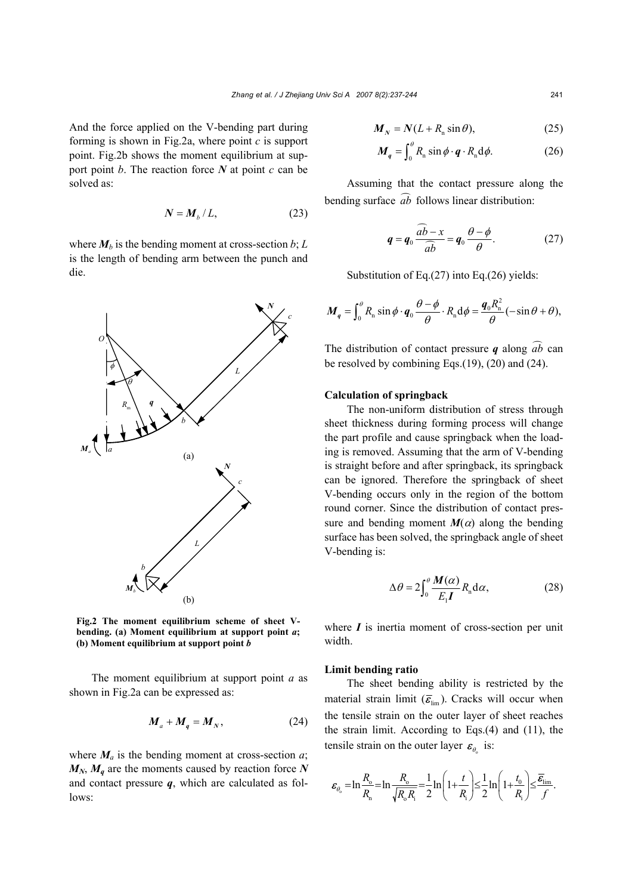And the force applied on the V-bending part during forming is shown in Fig.2a, where point $c$ is support point. Fig.2b shows the moment equilibrium at support point $b$. The reaction force $\boldsymbol{N}$ at point $c$ can be solved as:

$$\boldsymbol{N} = \boldsymbol{M}_b / L, \tag{23}$$

where $\boldsymbol{M}_b$ is the bending moment at cross-section $b$; $L$ is the length of bending arm between the punch and die.

Fig.2 The moment equilibrium scheme of sheet V-bending. (a) Moment equilibrium at support point $a$; (b) Moment equilibrium at support point $b$

The moment equilibrium at support point $a$ as shown in Fig.2a can be expressed as:

$$\boldsymbol{M}_a + \boldsymbol{M}_{\boldsymbol{q}} = \boldsymbol{M}_{\boldsymbol{N}}, \tag{24}$$

where $\boldsymbol{M}_a$ is the bending moment at cross-section $a$; $\boldsymbol{M}_{\boldsymbol{N}}$, $\boldsymbol{M}_{\boldsymbol{q}}$ are the moments caused by reaction force $\boldsymbol{N}$ and contact pressure $\boldsymbol{q}$, which are calculated as follows:

$$\boldsymbol{M}_{\boldsymbol{N}} = \boldsymbol{N}(L + R_{\mathrm{n}} \sin\theta), \tag{25}$$

$$\boldsymbol{M}_{\boldsymbol{q}} = \int_0^{\theta} R_{\mathrm{n}} \sin\phi \cdot \boldsymbol{q} \cdot R_{\mathrm{n}} \mathrm{d}\phi. \tag{26}$$

Assuming that the contact pressure along the bending surface $\widehat{ab}$ follows linear distribution:

$$\boldsymbol{q} = \boldsymbol{q}_0 \frac{\widehat{ab} - x}{\widehat{ab}} = \boldsymbol{q}_0 \frac{\theta - \phi}{\theta}. \tag{27}$$

Substitution of Eq.(27) into Eq.(26) yields:

$$\boldsymbol{M}_{\boldsymbol{q}} = \int_0^{\theta} R_{\mathrm{n}} \sin\phi \cdot \boldsymbol{q}_0 \frac{\theta - \phi}{\theta} \cdot R_{\mathrm{n}} \mathrm{d}\phi = \frac{\boldsymbol{q}_0 R_{\mathrm{n}}^2}{\theta}(-\sin\theta + \theta),$$

The distribution of contact pressure $\boldsymbol{q}$ along $\widehat{ab}$ can be resolved by combining Eqs.(19), (20) and (24).

**Calculation of springback**

The non-uniform distribution of stress through sheet thickness during forming process will change the part profile and cause springback when the loading is removed. Assuming that the arm of V-bending is straight before and after springback, its springback can be ignored. Therefore the springback of sheet V-bending occurs only in the region of the bottom round corner. Since the distribution of contact pressure and bending moment $\boldsymbol{M}(\alpha)$ along the bending surface has been solved, the springback angle of sheet V-bending is:

$$\Delta\theta = 2\int_0^{\theta} \frac{\boldsymbol{M}(\alpha)}{E_1 \boldsymbol{I}} R_{\mathrm{n}} \mathrm{d}\alpha, \tag{28}$$

where $\boldsymbol{I}$ is inertia moment of cross-section per unit width.

**Limit bending ratio**

The sheet bending ability is restricted by the material strain limit ($\bar{\varepsilon}_{\mathrm{lim}}$). Cracks will occur when the tensile strain on the outer layer of sheet reaches the strain limit. According to Eqs.(4) and (11), the tensile strain on the outer layer $\varepsilon_{\theta_{\mathrm{o}}}$ is:

$$\varepsilon_{\theta_{\mathrm{o}}} = \ln\frac{R_{\mathrm{o}}}{R_{\mathrm{n}}} = \ln\frac{R_{\mathrm{o}}}{\sqrt{R_{\mathrm{o}} R_{\mathrm{i}}}} = \frac{1}{2}\ln\left(1 + \frac{t}{R_{\mathrm{i}}}\right) \leq \frac{1}{2}\ln\left(1 + \frac{t_0}{R_{\mathrm{i}}}\right) \leq \frac{\bar{\varepsilon}_{\mathrm{lim}}}{f}.$$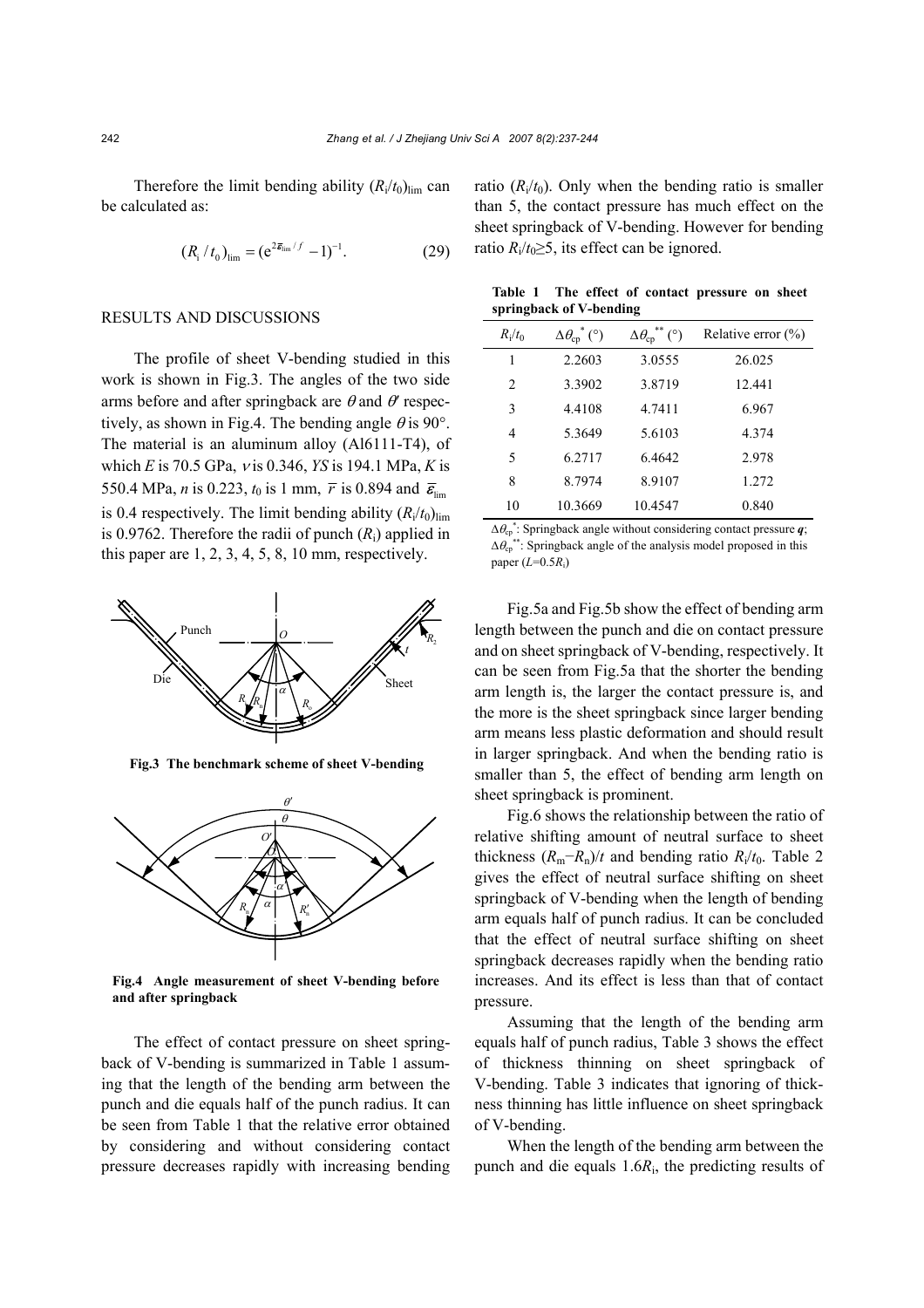Therefore the limit bending ability $(R_i/t_0)_{lim}$ can be calculated as:

$$(R_i/t_0)_{lim} = (e^{2\bar{\varepsilon}_{lim}/f} - 1)^{-1}. \tag{29}$$

## RESULTS AND DISCUSSIONS

The profile of sheet V-bending studied in this work is shown in Fig.3. The angles of the two side arms before and after springback are $\theta$ and $\theta'$ respectively, as shown in Fig.4. The bending angle $\theta$ is 90°. The material is an aluminum alloy (Al6111-T4), of which $E$ is 70.5 GPa, $\nu$ is 0.346, $YS$ is 194.1 MPa, $K$ is 550.4 MPa, $n$ is 0.223, $t_0$ is 1 mm, $\bar{r}$ is 0.894 and $\bar{\varepsilon}_{lim}$ is 0.4 respectively. The limit bending ability $(R_i/t_0)_{lim}$ is 0.9762. Therefore the radii of punch ($R_i$) applied in this paper are 1, 2, 3, 4, 5, 8, 10 mm, respectively.

**Fig.3 The benchmark scheme of sheet V-bending**

**Fig.4 Angle measurement of sheet V-bending before and after springback**

The effect of contact pressure on sheet springback of V-bending is summarized in Table 1 assuming that the length of the bending arm between the punch and die equals half of the punch radius. It can be seen from Table 1 that the relative error obtained by considering and without considering contact pressure decreases rapidly with increasing bending ratio ($R_i/t_0$). Only when the bending ratio is smaller than 5, the contact pressure has much effect on the sheet springback of V-bending. However for bending ratio $R_i/t_0 \geq 5$, its effect can be ignored.

**Table 1 The effect of contact pressure on sheet springback of V-bending**

| $R_i/t_0$ | $\Delta\theta_{cp}^{*}$ (°) | $\Delta\theta_{cp}^{**}$ (°) | Relative error (%) |
|---|---|---|---|
| 1 | 2.2603 | 3.0555 | 26.025 |
| 2 | 3.3902 | 3.8719 | 12.441 |
| 3 | 4.4108 | 4.7411 | 6.967 |
| 4 | 5.3649 | 5.6103 | 4.374 |
| 5 | 6.2717 | 6.4642 | 2.978 |
| 8 | 8.7974 | 8.9107 | 1.272 |
| 10 | 10.3669 | 10.4547 | 0.840 |

$\Delta\theta_{cp}^{*}$: Springback angle without considering contact pressure $\boldsymbol{q}$; $\Delta\theta_{cp}^{**}$: Springback angle of the analysis model proposed in this paper ($L$=0.5$R_i$)

Fig.5a and Fig.5b show the effect of bending arm length between the punch and die on contact pressure and on sheet springback of V-bending, respectively. It can be seen from Fig.5a that the shorter the bending arm length is, the larger the contact pressure is, and the more is the sheet springback since larger bending arm means less plastic deformation and should result in larger springback. And when the bending ratio is smaller than 5, the effect of bending arm length on sheet springback is prominent.

Fig.6 shows the relationship between the ratio of relative shifting amount of neutral surface to sheet thickness $(R_m-R_n)/t$ and bending ratio $R_i/t_0$. Table 2 gives the effect of neutral surface shifting on sheet springback of V-bending when the length of bending arm equals half of punch radius. It can be concluded that the effect of neutral surface shifting on sheet springback decreases rapidly when the bending ratio increases. And its effect is less than that of contact pressure.

Assuming that the length of the bending arm equals half of punch radius, Table 3 shows the effect of thickness thinning on sheet springback of V-bending. Table 3 indicates that ignoring of thickness thinning has little influence on sheet springback of V-bending.

When the length of the bending arm between the punch and die equals 1.6$R_i$, the predicting results of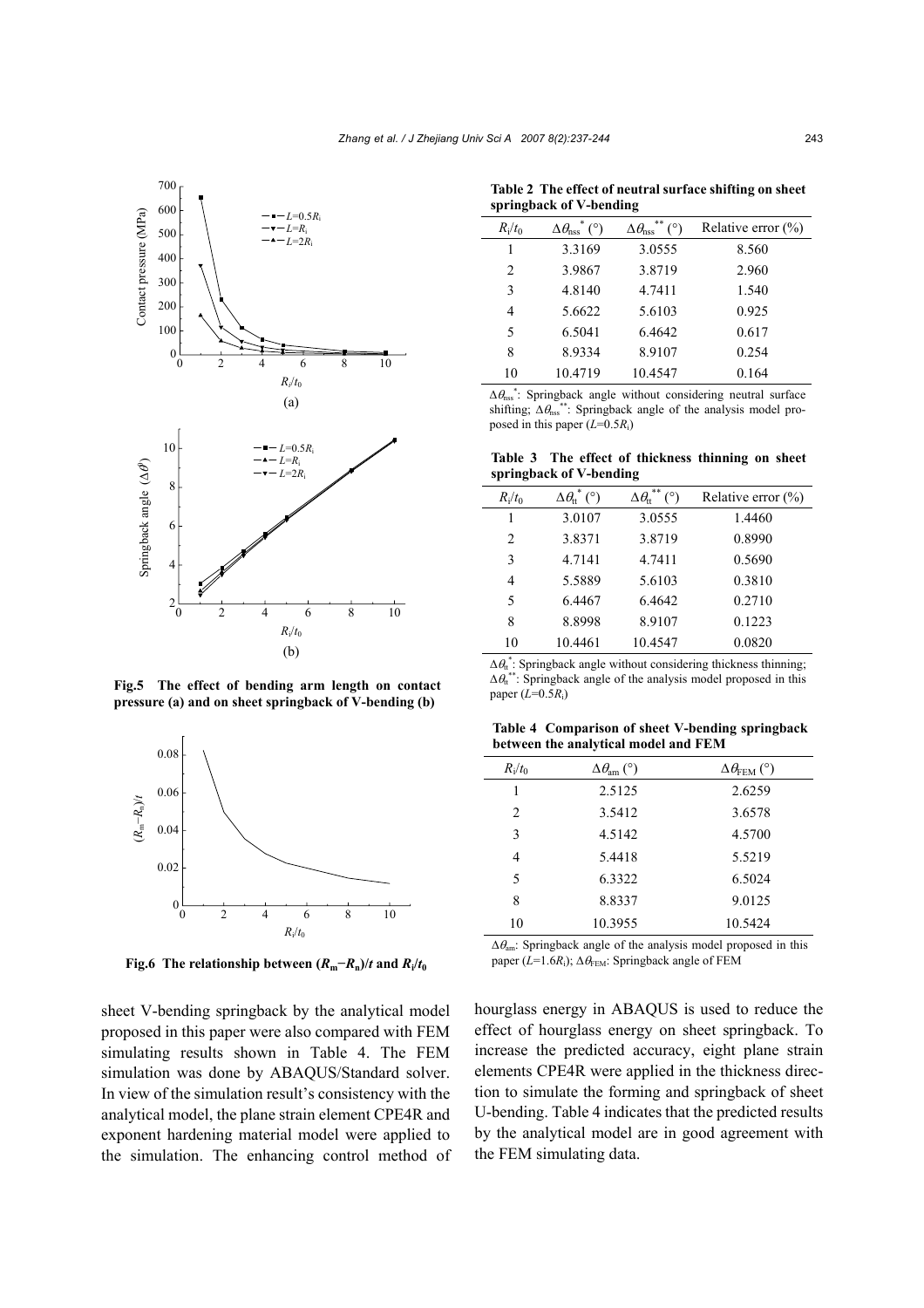Fig.5 The effect of bending arm length on contact pressure (a) and on sheet springback of V-bending (b)

Fig.6 The relationship between $(R_m-R_n)/t$ and $R_i/t_0$

sheet V-bending springback by the analytical model proposed in this paper were also compared with FEM simulating results shown in Table 4. The FEM simulation was done by ABAQUS/Standard solver. In view of the simulation result's consistency with the analytical model, the plane strain element CPE4R and exponent hardening material model were applied to the simulation. The enhancing control method of hourglass energy in ABAQUS is used to reduce the effect of hourglass energy on sheet springback. To increase the predicted accuracy, eight plane strain elements CPE4R were applied in the thickness direction to simulate the forming and springback of sheet U-bending. Table 4 indicates that the predicted results by the analytical model are in good agreement with the FEM simulating data.

**Table 2 The effect of neutral surface shifting on sheet springback of V-bending**

| $R_i/t_0$ | $\Delta\theta_{nss}^{*}$ (°) | $\Delta\theta_{nss}^{**}$ (°) | Relative error (%) |
|---|---|---|---|
| 1 | 3.3169 | 3.0555 | 8.560 |
| 2 | 3.9867 | 3.8719 | 2.960 |
| 3 | 4.8140 | 4.7411 | 1.540 |
| 4 | 5.6622 | 5.6103 | 0.925 |
| 5 | 6.5041 | 6.4642 | 0.617 |
| 8 | 8.9334 | 8.9107 | 0.254 |
| 10 | 10.4719 | 10.4547 | 0.164 |

$\Delta\theta_{nss}^{*}$: Springback angle without considering neutral surface shifting; $\Delta\theta_{nss}^{**}$: Springback angle of the analysis model proposed in this paper ($L=0.5R_i$)

**Table 3 The effect of thickness thinning on sheet springback of V-bending**

| $R_i/t_0$ | $\Delta\theta_{tt}^{*}$ (°) | $\Delta\theta_{tt}^{**}$ (°) | Relative error (%) |
|---|---|---|---|
| 1 | 3.0107 | 3.0555 | 1.4460 |
| 2 | 3.8371 | 3.8719 | 0.8990 |
| 3 | 4.7141 | 4.7411 | 0.5690 |
| 4 | 5.5889 | 5.6103 | 0.3810 |
| 5 | 6.4467 | 6.4642 | 0.2710 |
| 8 | 8.8998 | 8.9107 | 0.1223 |
| 10 | 10.4461 | 10.4547 | 0.0820 |

$\Delta\theta_{tt}^{*}$: Springback angle without considering thickness thinning; $\Delta\theta_{tt}^{**}$: Springback angle of the analysis model proposed in this paper ($L=0.5R_i$)

**Table 4 Comparison of sheet V-bending springback between the analytical model and FEM**

| $R_i/t_0$ | $\Delta\theta_{am}$ (°) | $\Delta\theta_{FEM}$ (°) |
|---|---|---|
| 1 | 2.5125 | 2.6259 |
| 2 | 3.5412 | 3.6578 |
| 3 | 4.5142 | 4.5700 |
| 4 | 5.4418 | 5.5219 |
| 5 | 6.3322 | 6.5024 |
| 8 | 8.8337 | 9.0125 |
| 10 | 10.3955 | 10.5424 |

$\Delta\theta_{am}$: Springback angle of the analysis model proposed in this paper ($L=1.6R_i$); $\Delta\theta_{FEM}$: Springback angle of FEM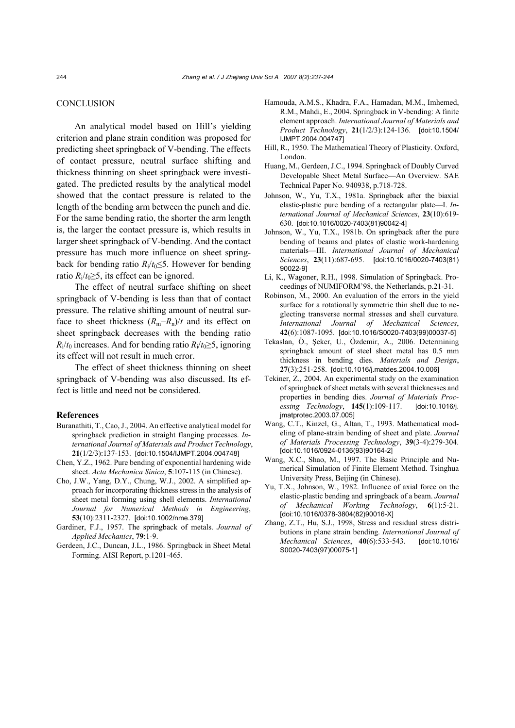## CONCLUSION

An analytical model based on Hill's yielding criterion and plane strain condition was proposed for predicting sheet springback of V-bending. The effects of contact pressure, neutral surface shifting and thickness thinning on sheet springback were investigated. The predicted results by the analytical model showed that the contact pressure is related to the length of the bending arm between the punch and die. For the same bending ratio, the shorter the arm length is, the larger the contact pressure is, which results in larger sheet springback of V-bending. And the contact pressure has much more influence on sheet springback for bending ratio $R_i/t_0 \leq 5$. However for bending ratio $R_i/t_0 \geq 5$, its effect can be ignored.

The effect of neutral surface shifting on sheet springback of V-bending is less than that of contact pressure. The relative shifting amount of neutral surface to sheet thickness $(R_m - R_n)/t$ and its effect on sheet springback decreases with the bending ratio $R_i/t_0$ increases. And for bending ratio $R_i/t_0 \geq 5$, ignoring its effect will not result in much error.

The effect of sheet thickness thinning on sheet springback of V-bending was also discussed. Its effect is little and need not be considered.

### References

Buranathiti, T., Cao, J., 2004. An effective analytical model for springback prediction in straight flanging processes. *International Journal of Materials and Product Technology*, **21**(1/2/3):137-153. [doi:10.1504/IJMPT.2004.004748]

Chen, Y.Z., 1962. Pure bending of exponential hardening wide sheet. *Acta Mechanica Sinica*, **5**:107-115 (in Chinese).

Cho, J.W., Yang, D.Y., Chung, W.J., 2002. A simplified approach for incorporating thickness stress in the analysis of sheet metal forming using shell elements. *International Journal for Numerical Methods in Engineering*, **53**(10):2311-2327. [doi:10.1002/nme.379]

Gardiner, F.J., 1957. The springback of metals. *Journal of Applied Mechanics*, **79**:1-9.

Gerdeen, J.C., Duncan, J.L., 1986. Springback in Sheet Metal Forming. AISI Report, p.1201-465.

Hamouda, A.M.S., Khadra, F.A., Hamadan, M.M., Imhemed, R.M., Mahdi, E., 2004. Springback in V-bending: A finite element approach. *International Journal of Materials and Product Technology*, **21**(1/2/3):124-136. [doi:10.1504/IJMPT.2004.004747]

Hill, R., 1950. The Mathematical Theory of Plasticity. Oxford, London.

Huang, M., Gerdeen, J.C., 1994. Springback of Doubly Curved Developable Sheet Metal Surface—An Overview. SAE Technical Paper No. 940938, p.718-728.

Johnson, W., Yu, T.X., 1981a. Springback after the biaxial elastic-plastic pure bending of a rectangular plate—I. *International Journal of Mechanical Sciences*, **23**(10):619-630. [doi:10.1016/0020-7403(81)90042-4]

Johnson, W., Yu, T.X., 1981b. On springback after the pure bending of beams and plates of elastic work-hardening materials—III. *International Journal of Mechanical Sciences*, **23**(11):687-695. [doi:10.1016/0020-7403(81)90022-9]

Li, K., Wagoner, R.H., 1998. Simulation of Springback. Proceedings of NUMIFORM'98, the Netherlands, p.21-31.

Robinson, M., 2000. An evaluation of the errors in the yield surface for a rotationally symmetric thin shell due to neglecting transverse normal stresses and shell curvature. *International Journal of Mechanical Sciences*, **42**(6):1087-1095. [doi:10.1016/S0020-7403(99)00037-5]

Tekaslan, Ö., Şeker, U., Özdemir, A., 2006. Determining springback amount of steel sheet metal has 0.5 mm thickness in bending dies. *Materials and Design*, **27**(3):251-258. [doi:10.1016/j.matdes.2004.10.006]

Tekiner, Z., 2004. An experimental study on the examination of springback of sheet metals with several thicknesses and properties in bending dies. *Journal of Materials Processing Technology*, **145**(1):109-117. [doi:10.1016/j.jmatprotec.2003.07.005]

Wang, C.T., Kinzel, G., Altan, T., 1993. Mathematical modeling of plane-strain bending of sheet and plate. *Journal of Materials Processing Technology*, **39**(3-4):279-304. [doi:10.1016/0924-0136(93)90164-2]

Wang, X.C., Shao, M., 1997. The Basic Principle and Numerical Simulation of Finite Element Method. Tsinghua University Press, Beijing (in Chinese).

Yu, T.X., Johnson, W., 1982. Influence of axial force on the elastic-plastic bending and springback of a beam. *Journal of Mechanical Working Technology*, **6**(1):5-21. [doi:10.1016/0378-3804(82)90016-X]

Zhang, Z.T., Hu, S.J., 1998, Stress and residual stress distributions in plane strain bending. *International Journal of Mechanical Sciences*, **40**(6):533-543. [doi:10.1016/S0020-7403(97)00075-1]